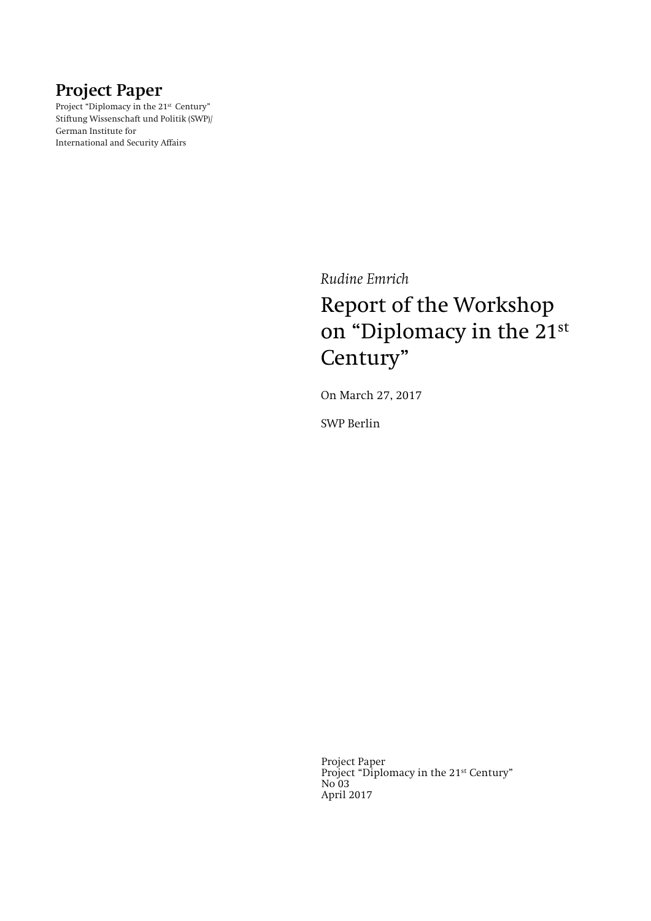**Project Paper**

Project "Diplomacy in the 21st Century"
Stiftung Wissenschaft und Politik (SWP)/
German Institute for
International and Security Affairs

*Rudine Emrich*

# Report of the Workshop on "Diplomacy in the 21st Century"

On March 27, 2017

SWP Berlin

Project Paper
Project "Diplomacy in the 21st Century"
No 03
April 2017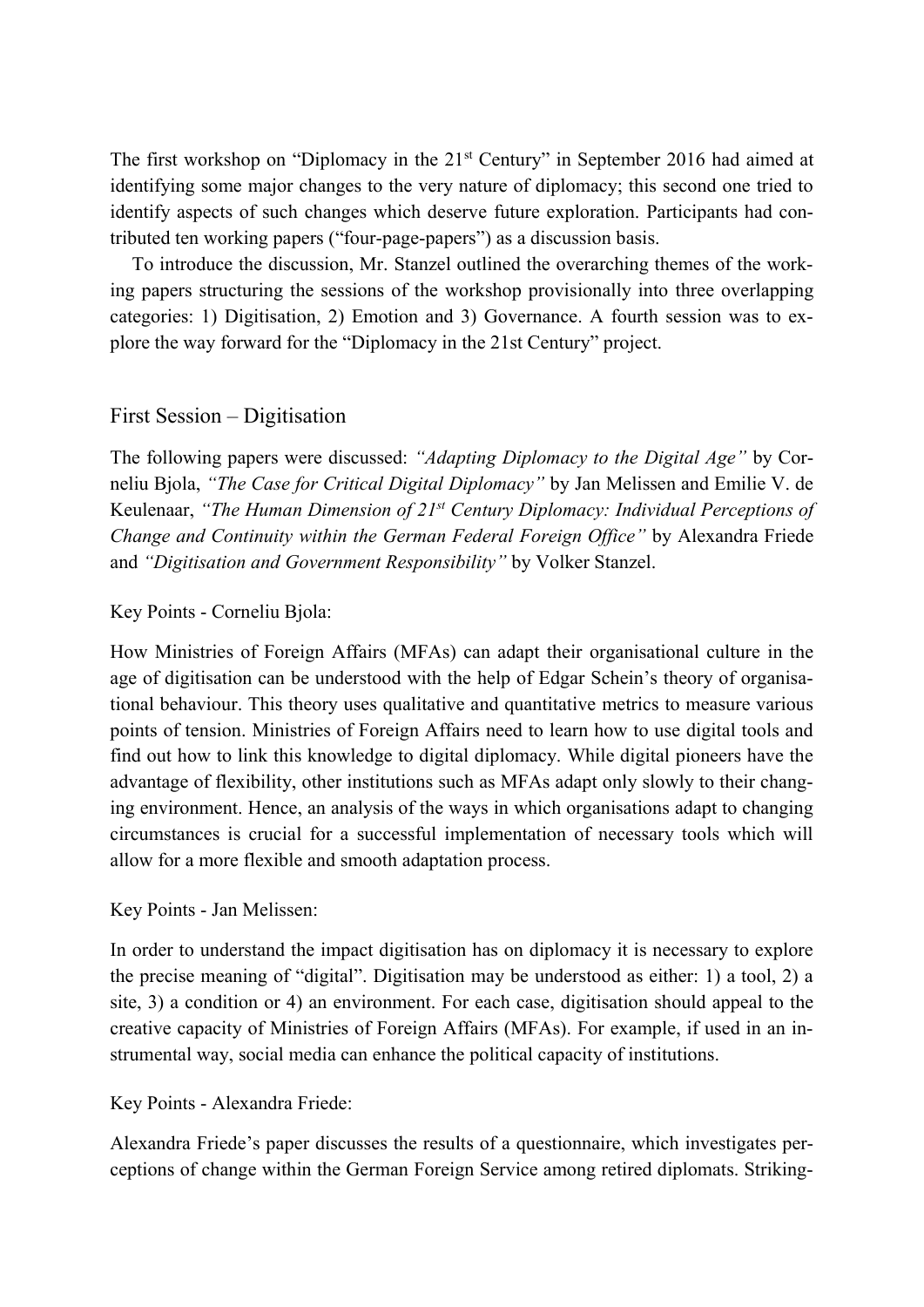The first workshop on "Diplomacy in the 21st Century" in September 2016 had aimed at identifying some major changes to the very nature of diplomacy; this second one tried to identify aspects of such changes which deserve future exploration. Participants had contributed ten working papers ("four-page-papers") as a discussion basis.

To introduce the discussion, Mr. Stanzel outlined the overarching themes of the working papers structuring the sessions of the workshop provisionally into three overlapping categories: 1) Digitisation, 2) Emotion and 3) Governance. A fourth session was to explore the way forward for the "Diplomacy in the 21st Century" project.

## First Session – Digitisation

The following papers were discussed: *"Adapting Diplomacy to the Digital Age"* by Corneliu Bjola, *"The Case for Critical Digital Diplomacy"* by Jan Melissen and Emilie V. de Keulenaar, *"The Human Dimension of 21st Century Diplomacy: Individual Perceptions of Change and Continuity within the German Federal Foreign Office"* by Alexandra Friede and *"Digitisation and Government Responsibility"* by Volker Stanzel.

Key Points - Corneliu Bjola:

How Ministries of Foreign Affairs (MFAs) can adapt their organisational culture in the age of digitisation can be understood with the help of Edgar Schein's theory of organisational behaviour. This theory uses qualitative and quantitative metrics to measure various points of tension. Ministries of Foreign Affairs need to learn how to use digital tools and find out how to link this knowledge to digital diplomacy. While digital pioneers have the advantage of flexibility, other institutions such as MFAs adapt only slowly to their changing environment. Hence, an analysis of the ways in which organisations adapt to changing circumstances is crucial for a successful implementation of necessary tools which will allow for a more flexible and smooth adaptation process.

Key Points - Jan Melissen:

In order to understand the impact digitisation has on diplomacy it is necessary to explore the precise meaning of "digital". Digitisation may be understood as either: 1) a tool, 2) a site, 3) a condition or 4) an environment. For each case, digitisation should appeal to the creative capacity of Ministries of Foreign Affairs (MFAs). For example, if used in an instrumental way, social media can enhance the political capacity of institutions.

Key Points - Alexandra Friede:

Alexandra Friede's paper discusses the results of a questionnaire, which investigates perceptions of change within the German Foreign Service among retired diplomats. Striking-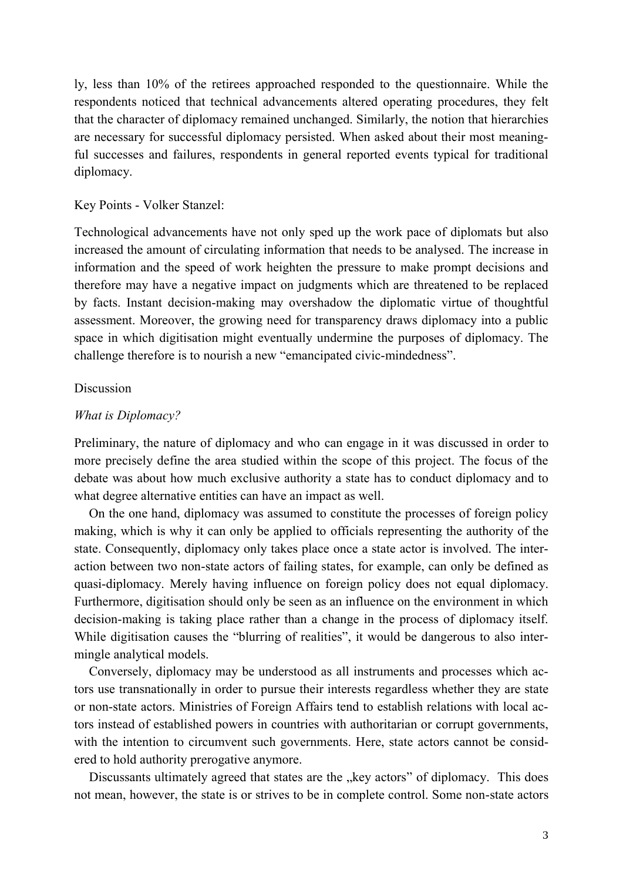ly, less than 10% of the retirees approached responded to the questionnaire. While the respondents noticed that technical advancements altered operating procedures, they felt that the character of diplomacy remained unchanged. Similarly, the notion that hierarchies are necessary for successful diplomacy persisted. When asked about their most meaningful successes and failures, respondents in general reported events typical for traditional diplomacy.

Key Points - Volker Stanzel:

Technological advancements have not only sped up the work pace of diplomats but also increased the amount of circulating information that needs to be analysed. The increase in information and the speed of work heighten the pressure to make prompt decisions and therefore may have a negative impact on judgments which are threatened to be replaced by facts. Instant decision-making may overshadow the diplomatic virtue of thoughtful assessment. Moreover, the growing need for transparency draws diplomacy into a public space in which digitisation might eventually undermine the purposes of diplomacy. The challenge therefore is to nourish a new "emancipated civic-mindedness".

Discussion

*What is Diplomacy?*

Preliminary, the nature of diplomacy and who can engage in it was discussed in order to more precisely define the area studied within the scope of this project. The focus of the debate was about how much exclusive authority a state has to conduct diplomacy and to what degree alternative entities can have an impact as well.

On the one hand, diplomacy was assumed to constitute the processes of foreign policy making, which is why it can only be applied to officials representing the authority of the state. Consequently, diplomacy only takes place once a state actor is involved. The interaction between two non-state actors of failing states, for example, can only be defined as quasi-diplomacy. Merely having influence on foreign policy does not equal diplomacy. Furthermore, digitisation should only be seen as an influence on the environment in which decision-making is taking place rather than a change in the process of diplomacy itself. While digitisation causes the "blurring of realities", it would be dangerous to also intermingle analytical models.

Conversely, diplomacy may be understood as all instruments and processes which actors use transnationally in order to pursue their interests regardless whether they are state or non-state actors. Ministries of Foreign Affairs tend to establish relations with local actors instead of established powers in countries with authoritarian or corrupt governments, with the intention to circumvent such governments. Here, state actors cannot be considered to hold authority prerogative anymore.

Discussants ultimately agreed that states are the „key actors" of diplomacy. This does not mean, however, the state is or strives to be in complete control. Some non-state actors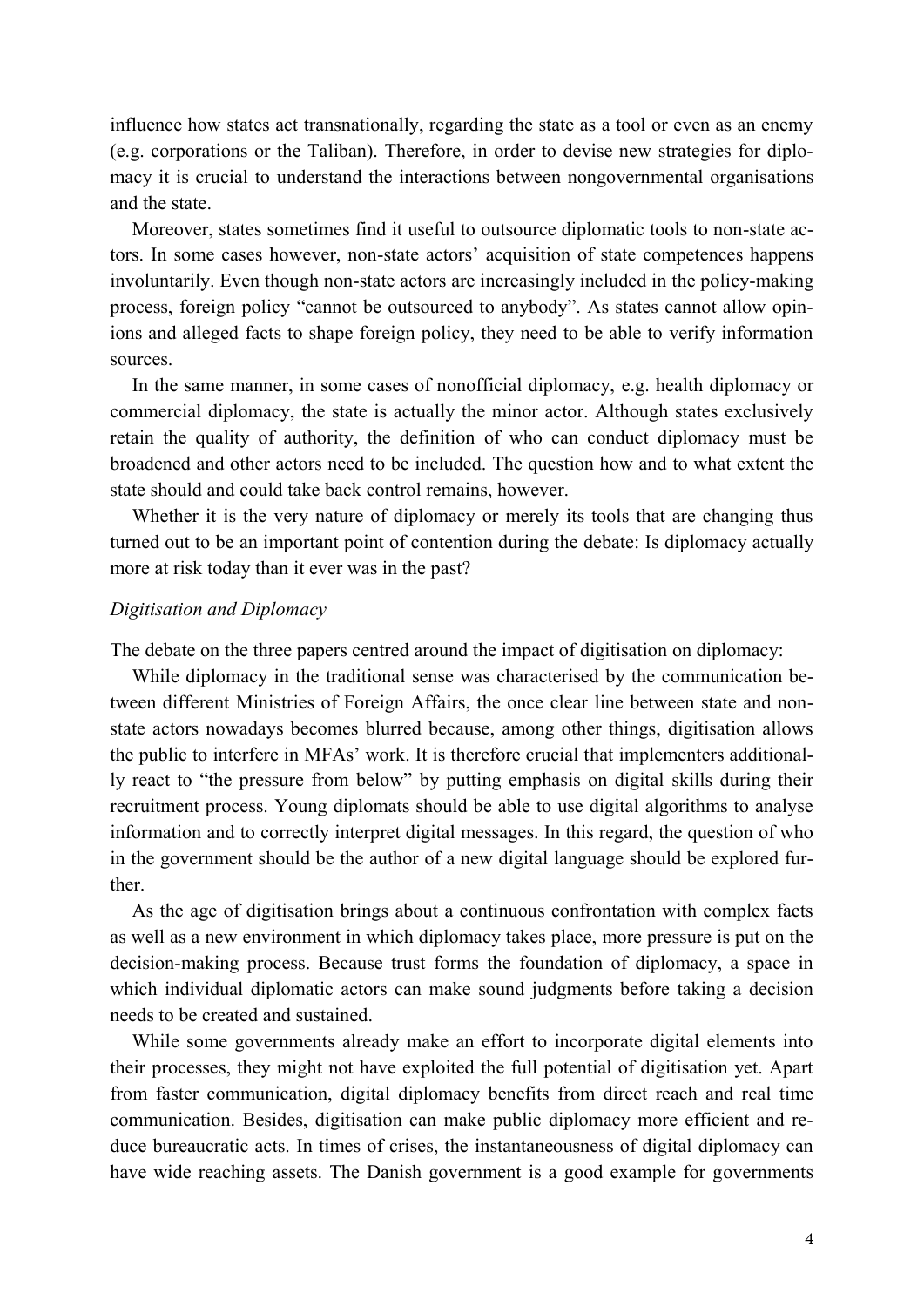influence how states act transnationally, regarding the state as a tool or even as an enemy (e.g. corporations or the Taliban). Therefore, in order to devise new strategies for diplomacy it is crucial to understand the interactions between nongovernmental organisations and the state.

Moreover, states sometimes find it useful to outsource diplomatic tools to non-state actors. In some cases however, non-state actors' acquisition of state competences happens involuntarily. Even though non-state actors are increasingly included in the policy-making process, foreign policy "cannot be outsourced to anybody". As states cannot allow opinions and alleged facts to shape foreign policy, they need to be able to verify information sources.

In the same manner, in some cases of nonofficial diplomacy, e.g. health diplomacy or commercial diplomacy, the state is actually the minor actor. Although states exclusively retain the quality of authority, the definition of who can conduct diplomacy must be broadened and other actors need to be included. The question how and to what extent the state should and could take back control remains, however.

Whether it is the very nature of diplomacy or merely its tools that are changing thus turned out to be an important point of contention during the debate: Is diplomacy actually more at risk today than it ever was in the past?

*Digitisation and Diplomacy*

The debate on the three papers centred around the impact of digitisation on diplomacy:

While diplomacy in the traditional sense was characterised by the communication between different Ministries of Foreign Affairs, the once clear line between state and non-state actors nowadays becomes blurred because, among other things, digitisation allows the public to interfere in MFAs' work. It is therefore crucial that implementers additionally react to "the pressure from below" by putting emphasis on digital skills during their recruitment process. Young diplomats should be able to use digital algorithms to analyse information and to correctly interpret digital messages. In this regard, the question of who in the government should be the author of a new digital language should be explored further.

As the age of digitisation brings about a continuous confrontation with complex facts as well as a new environment in which diplomacy takes place, more pressure is put on the decision-making process. Because trust forms the foundation of diplomacy, a space in which individual diplomatic actors can make sound judgments before taking a decision needs to be created and sustained.

While some governments already make an effort to incorporate digital elements into their processes, they might not have exploited the full potential of digitisation yet. Apart from faster communication, digital diplomacy benefits from direct reach and real time communication. Besides, digitisation can make public diplomacy more efficient and reduce bureaucratic acts. In times of crises, the instantaneousness of digital diplomacy can have wide reaching assets. The Danish government is a good example for governments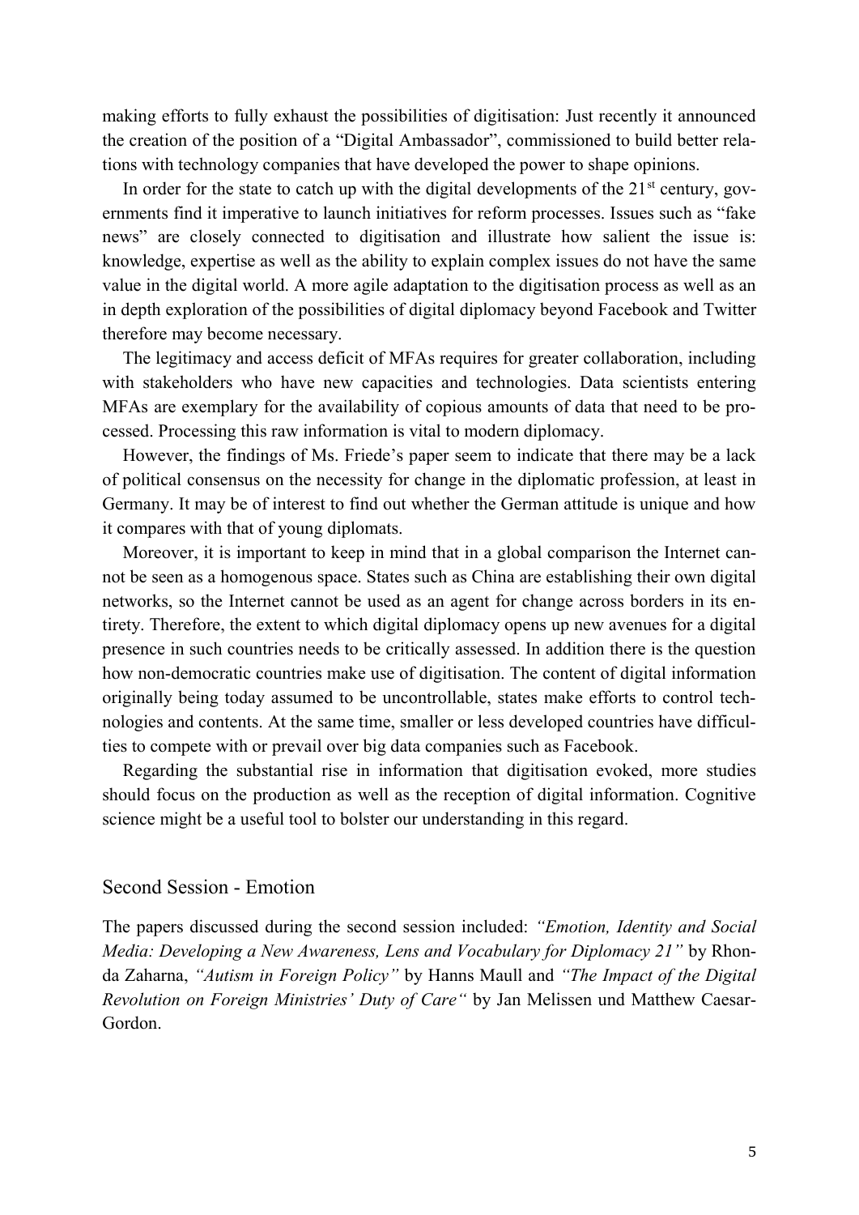making efforts to fully exhaust the possibilities of digitisation: Just recently it announced the creation of the position of a "Digital Ambassador", commissioned to build better relations with technology companies that have developed the power to shape opinions.

In order for the state to catch up with the digital developments of the 21st century, governments find it imperative to launch initiatives for reform processes. Issues such as "fake news" are closely connected to digitisation and illustrate how salient the issue is: knowledge, expertise as well as the ability to explain complex issues do not have the same value in the digital world. A more agile adaptation to the digitisation process as well as an in depth exploration of the possibilities of digital diplomacy beyond Facebook and Twitter therefore may become necessary.

The legitimacy and access deficit of MFAs requires for greater collaboration, including with stakeholders who have new capacities and technologies. Data scientists entering MFAs are exemplary for the availability of copious amounts of data that need to be processed. Processing this raw information is vital to modern diplomacy.

However, the findings of Ms. Friede's paper seem to indicate that there may be a lack of political consensus on the necessity for change in the diplomatic profession, at least in Germany. It may be of interest to find out whether the German attitude is unique and how it compares with that of young diplomats.

Moreover, it is important to keep in mind that in a global comparison the Internet cannot be seen as a homogenous space. States such as China are establishing their own digital networks, so the Internet cannot be used as an agent for change across borders in its entirety. Therefore, the extent to which digital diplomacy opens up new avenues for a digital presence in such countries needs to be critically assessed. In addition there is the question how non-democratic countries make use of digitisation. The content of digital information originally being today assumed to be uncontrollable, states make efforts to control technologies and contents. At the same time, smaller or less developed countries have difficulties to compete with or prevail over big data companies such as Facebook.

Regarding the substantial rise in information that digitisation evoked, more studies should focus on the production as well as the reception of digital information. Cognitive science might be a useful tool to bolster our understanding in this regard.

## Second Session - Emotion

The papers discussed during the second session included: *"Emotion, Identity and Social Media: Developing a New Awareness, Lens and Vocabulary for Diplomacy 21"* by Rhonda Zaharna, *"Autism in Foreign Policy"* by Hanns Maull and *"The Impact of the Digital Revolution on Foreign Ministries' Duty of Care"* by Jan Melissen und Matthew Caesar-Gordon.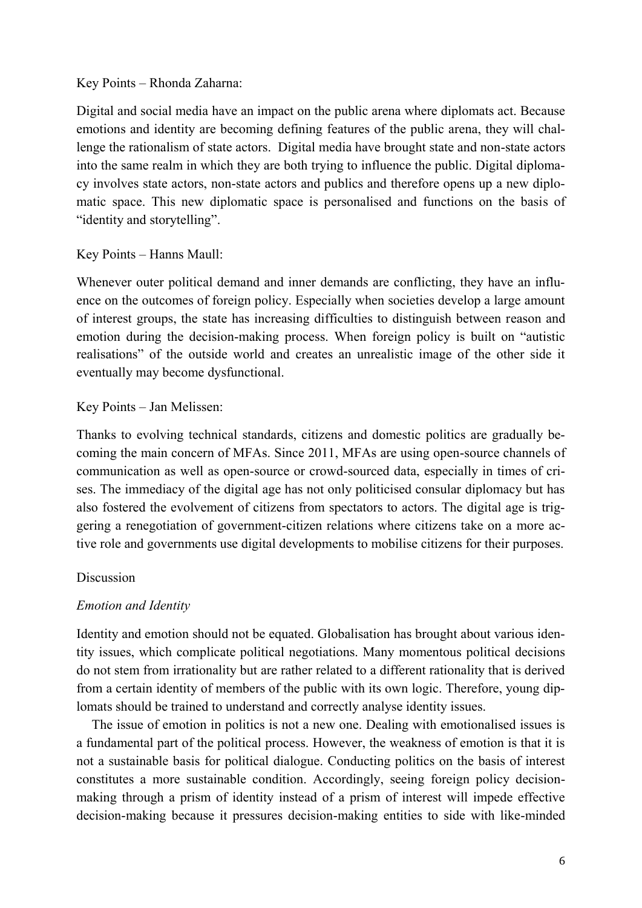Key Points – Rhonda Zaharna:

Digital and social media have an impact on the public arena where diplomats act. Because emotions and identity are becoming defining features of the public arena, they will challenge the rationalism of state actors. Digital media have brought state and non-state actors into the same realm in which they are both trying to influence the public. Digital diplomacy involves state actors, non-state actors and publics and therefore opens up a new diplomatic space. This new diplomatic space is personalised and functions on the basis of "identity and storytelling".

Key Points – Hanns Maull:

Whenever outer political demand and inner demands are conflicting, they have an influence on the outcomes of foreign policy. Especially when societies develop a large amount of interest groups, the state has increasing difficulties to distinguish between reason and emotion during the decision-making process. When foreign policy is built on "autistic realisations" of the outside world and creates an unrealistic image of the other side it eventually may become dysfunctional.

Key Points – Jan Melissen:

Thanks to evolving technical standards, citizens and domestic politics are gradually becoming the main concern of MFAs. Since 2011, MFAs are using open-source channels of communication as well as open-source or crowd-sourced data, especially in times of crises. The immediacy of the digital age has not only politicised consular diplomacy but has also fostered the evolvement of citizens from spectators to actors. The digital age is triggering a renegotiation of government-citizen relations where citizens take on a more active role and governments use digital developments to mobilise citizens for their purposes.

Discussion

*Emotion and Identity*

Identity and emotion should not be equated. Globalisation has brought about various identity issues, which complicate political negotiations. Many momentous political decisions do not stem from irrationality but are rather related to a different rationality that is derived from a certain identity of members of the public with its own logic. Therefore, young diplomats should be trained to understand and correctly analyse identity issues.

The issue of emotion in politics is not a new one. Dealing with emotionalised issues is a fundamental part of the political process. However, the weakness of emotion is that it is not a sustainable basis for political dialogue. Conducting politics on the basis of interest constitutes a more sustainable condition. Accordingly, seeing foreign policy decision-making through a prism of identity instead of a prism of interest will impede effective decision-making because it pressures decision-making entities to side with like-minded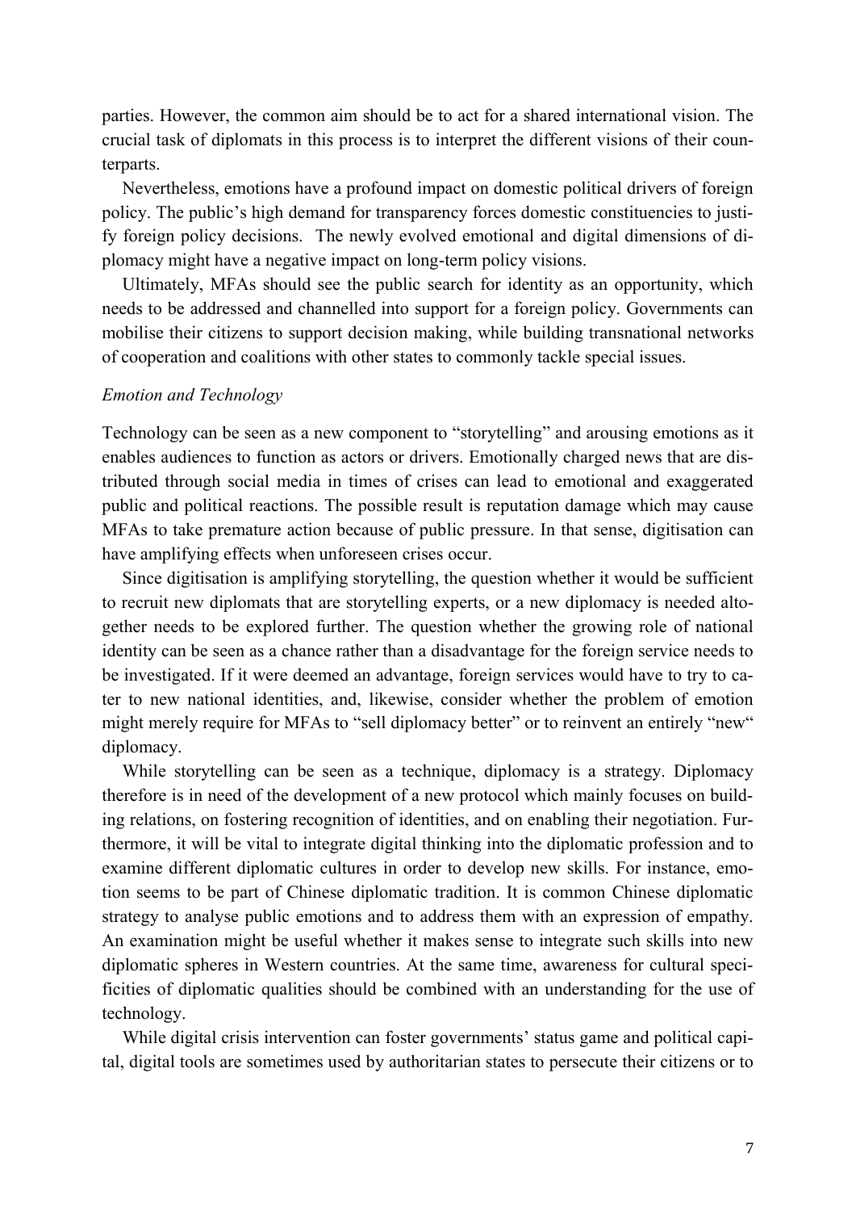parties. However, the common aim should be to act for a shared international vision. The crucial task of diplomats in this process is to interpret the different visions of their counterparts.

Nevertheless, emotions have a profound impact on domestic political drivers of foreign policy. The public's high demand for transparency forces domestic constituencies to justify foreign policy decisions. The newly evolved emotional and digital dimensions of diplomacy might have a negative impact on long-term policy visions.

Ultimately, MFAs should see the public search for identity as an opportunity, which needs to be addressed and channelled into support for a foreign policy. Governments can mobilise their citizens to support decision making, while building transnational networks of cooperation and coalitions with other states to commonly tackle special issues.

*Emotion and Technology*

Technology can be seen as a new component to "storytelling" and arousing emotions as it enables audiences to function as actors or drivers. Emotionally charged news that are distributed through social media in times of crises can lead to emotional and exaggerated public and political reactions. The possible result is reputation damage which may cause MFAs to take premature action because of public pressure. In that sense, digitisation can have amplifying effects when unforeseen crises occur.

Since digitisation is amplifying storytelling, the question whether it would be sufficient to recruit new diplomats that are storytelling experts, or a new diplomacy is needed altogether needs to be explored further. The question whether the growing role of national identity can be seen as a chance rather than a disadvantage for the foreign service needs to be investigated. If it were deemed an advantage, foreign services would have to try to cater to new national identities, and, likewise, consider whether the problem of emotion might merely require for MFAs to "sell diplomacy better" or to reinvent an entirely "new" diplomacy.

While storytelling can be seen as a technique, diplomacy is a strategy. Diplomacy therefore is in need of the development of a new protocol which mainly focuses on building relations, on fostering recognition of identities, and on enabling their negotiation. Furthermore, it will be vital to integrate digital thinking into the diplomatic profession and to examine different diplomatic cultures in order to develop new skills. For instance, emotion seems to be part of Chinese diplomatic tradition. It is common Chinese diplomatic strategy to analyse public emotions and to address them with an expression of empathy. An examination might be useful whether it makes sense to integrate such skills into new diplomatic spheres in Western countries. At the same time, awareness for cultural specificities of diplomatic qualities should be combined with an understanding for the use of technology.

While digital crisis intervention can foster governments' status game and political capital, digital tools are sometimes used by authoritarian states to persecute their citizens or to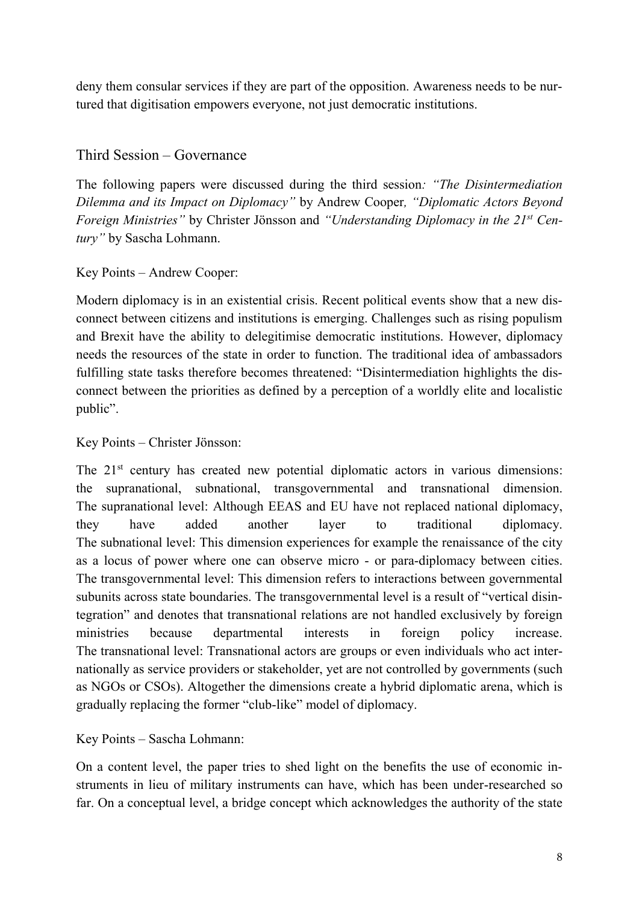deny them consular services if they are part of the opposition. Awareness needs to be nurtured that digitisation empowers everyone, not just democratic institutions.

## Third Session – Governance

The following papers were discussed during the third session*: "The Disintermediation Dilemma and its Impact on Diplomacy"* by Andrew Cooper*, "Diplomatic Actors Beyond Foreign Ministries"* by Christer Jönsson and *"Understanding Diplomacy in the 21st Century"* by Sascha Lohmann.

Key Points – Andrew Cooper:

Modern diplomacy is in an existential crisis. Recent political events show that a new disconnect between citizens and institutions is emerging. Challenges such as rising populism and Brexit have the ability to delegitimise democratic institutions. However, diplomacy needs the resources of the state in order to function. The traditional idea of ambassadors fulfilling state tasks therefore becomes threatened: "Disintermediation highlights the disconnect between the priorities as defined by a perception of a worldly elite and localistic public".

Key Points – Christer Jönsson:

The 21st century has created new potential diplomatic actors in various dimensions: the supranational, subnational, transgovernmental and transnational dimension.
The supranational level: Although EEAS and EU have not replaced national diplomacy, they have added another layer to traditional diplomacy.
The subnational level: This dimension experiences for example the renaissance of the city as a locus of power where one can observe micro - or para-diplomacy between cities.
The transgovernmental level: This dimension refers to interactions between governmental subunits across state boundaries. The transgovernmental level is a result of "vertical disintegration" and denotes that transnational relations are not handled exclusively by foreign ministries because departmental interests in foreign policy increase.
The transnational level: Transnational actors are groups or even individuals who act internationally as service providers or stakeholder, yet are not controlled by governments (such as NGOs or CSOs). Altogether the dimensions create a hybrid diplomatic arena, which is gradually replacing the former "club-like" model of diplomacy.

Key Points – Sascha Lohmann:

On a content level, the paper tries to shed light on the benefits the use of economic instruments in lieu of military instruments can have, which has been under-researched so far. On a conceptual level, a bridge concept which acknowledges the authority of the state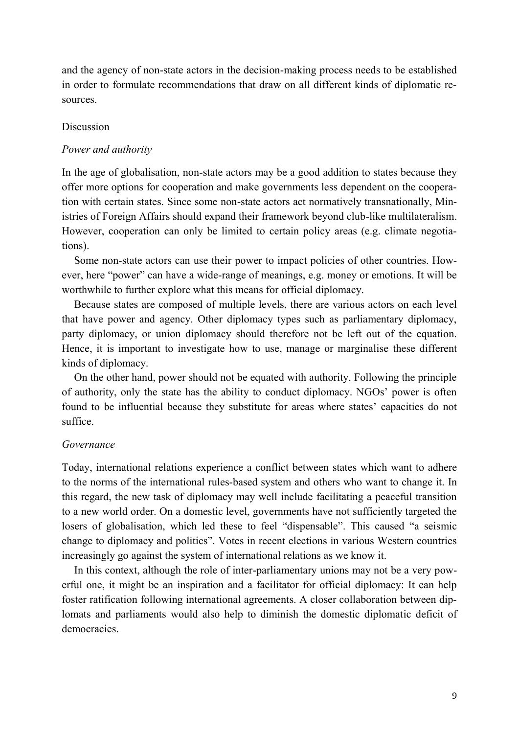and the agency of non-state actors in the decision-making process needs to be established in order to formulate recommendations that draw on all different kinds of diplomatic resources.

## Discussion

### *Power and authority*

In the age of globalisation, non-state actors may be a good addition to states because they offer more options for cooperation and make governments less dependent on the cooperation with certain states. Since some non-state actors act normatively transnationally, Ministries of Foreign Affairs should expand their framework beyond club-like multilateralism. However, cooperation can only be limited to certain policy areas (e.g. climate negotiations).

Some non-state actors can use their power to impact policies of other countries. However, here "power" can have a wide-range of meanings, e.g. money or emotions. It will be worthwhile to further explore what this means for official diplomacy.

Because states are composed of multiple levels, there are various actors on each level that have power and agency. Other diplomacy types such as parliamentary diplomacy, party diplomacy, or union diplomacy should therefore not be left out of the equation. Hence, it is important to investigate how to use, manage or marginalise these different kinds of diplomacy.

On the other hand, power should not be equated with authority. Following the principle of authority, only the state has the ability to conduct diplomacy. NGOs' power is often found to be influential because they substitute for areas where states' capacities do not suffice.

### *Governance*

Today, international relations experience a conflict between states which want to adhere to the norms of the international rules-based system and others who want to change it. In this regard, the new task of diplomacy may well include facilitating a peaceful transition to a new world order. On a domestic level, governments have not sufficiently targeted the losers of globalisation, which led these to feel "dispensable". This caused "a seismic change to diplomacy and politics". Votes in recent elections in various Western countries increasingly go against the system of international relations as we know it.

In this context, although the role of inter-parliamentary unions may not be a very powerful one, it might be an inspiration and a facilitator for official diplomacy: It can help foster ratification following international agreements. A closer collaboration between diplomats and parliaments would also help to diminish the domestic diplomatic deficit of democracies.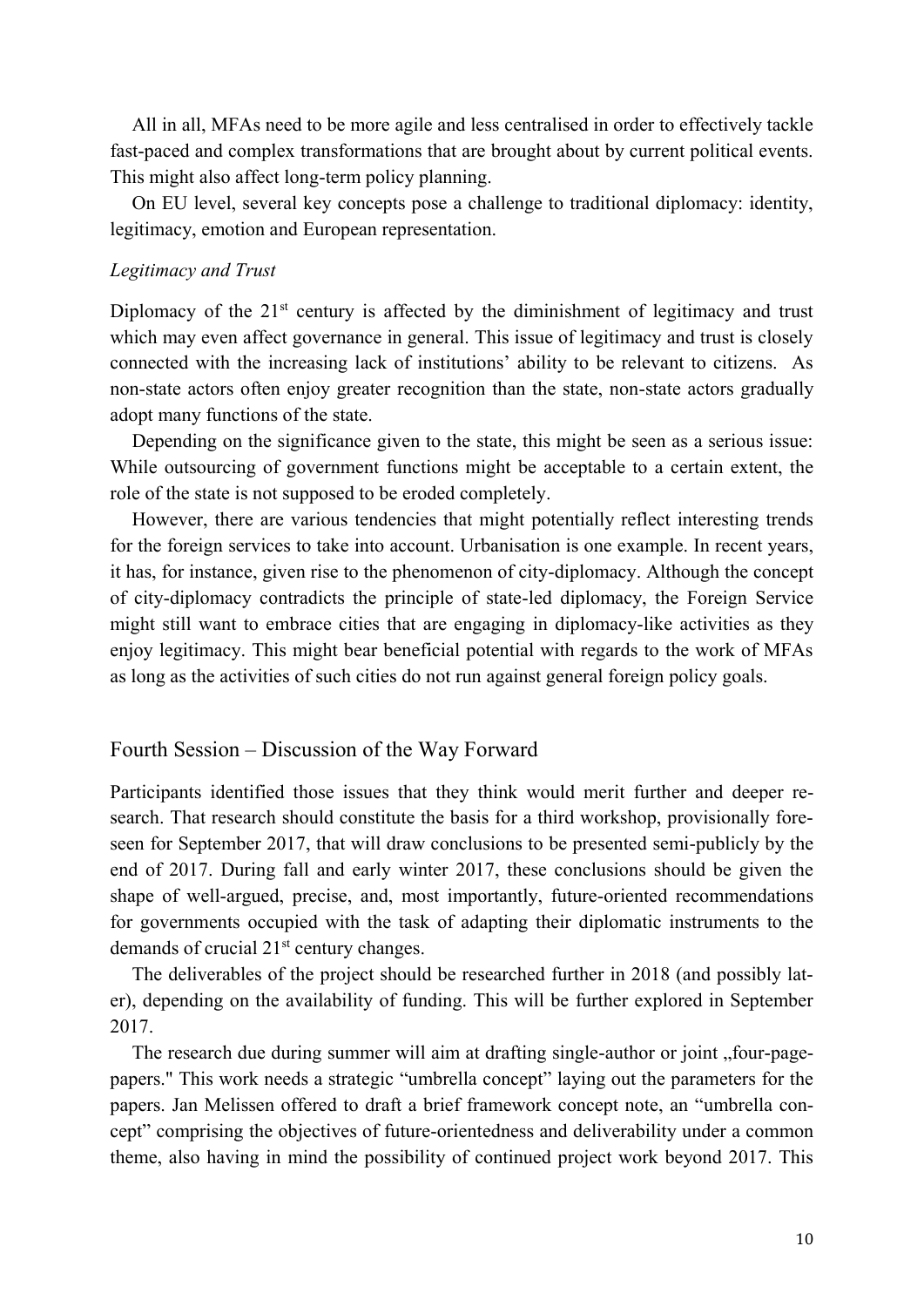All in all, MFAs need to be more agile and less centralised in order to effectively tackle fast-paced and complex transformations that are brought about by current political events. This might also affect long-term policy planning.

On EU level, several key concepts pose a challenge to traditional diplomacy: identity, legitimacy, emotion and European representation.

*Legitimacy and Trust*

Diplomacy of the 21st century is affected by the diminishment of legitimacy and trust which may even affect governance in general. This issue of legitimacy and trust is closely connected with the increasing lack of institutions' ability to be relevant to citizens. As non-state actors often enjoy greater recognition than the state, non-state actors gradually adopt many functions of the state.

Depending on the significance given to the state, this might be seen as a serious issue: While outsourcing of government functions might be acceptable to a certain extent, the role of the state is not supposed to be eroded completely.

However, there are various tendencies that might potentially reflect interesting trends for the foreign services to take into account. Urbanisation is one example. In recent years, it has, for instance, given rise to the phenomenon of city-diplomacy. Although the concept of city-diplomacy contradicts the principle of state-led diplomacy, the Foreign Service might still want to embrace cities that are engaging in diplomacy-like activities as they enjoy legitimacy. This might bear beneficial potential with regards to the work of MFAs as long as the activities of such cities do not run against general foreign policy goals.

## Fourth Session – Discussion of the Way Forward

Participants identified those issues that they think would merit further and deeper research. That research should constitute the basis for a third workshop, provisionally foreseen for September 2017, that will draw conclusions to be presented semi-publicly by the end of 2017. During fall and early winter 2017, these conclusions should be given the shape of well-argued, precise, and, most importantly, future-oriented recommendations for governments occupied with the task of adapting their diplomatic instruments to the demands of crucial 21st century changes.

The deliverables of the project should be researched further in 2018 (and possibly later), depending on the availability of funding. This will be further explored in September 2017.

The research due during summer will aim at drafting single-author or joint „four-page-papers." This work needs a strategic "umbrella concept" laying out the parameters for the papers. Jan Melissen offered to draft a brief framework concept note, an "umbrella concept" comprising the objectives of future-orientedness and deliverability under a common theme, also having in mind the possibility of continued project work beyond 2017. This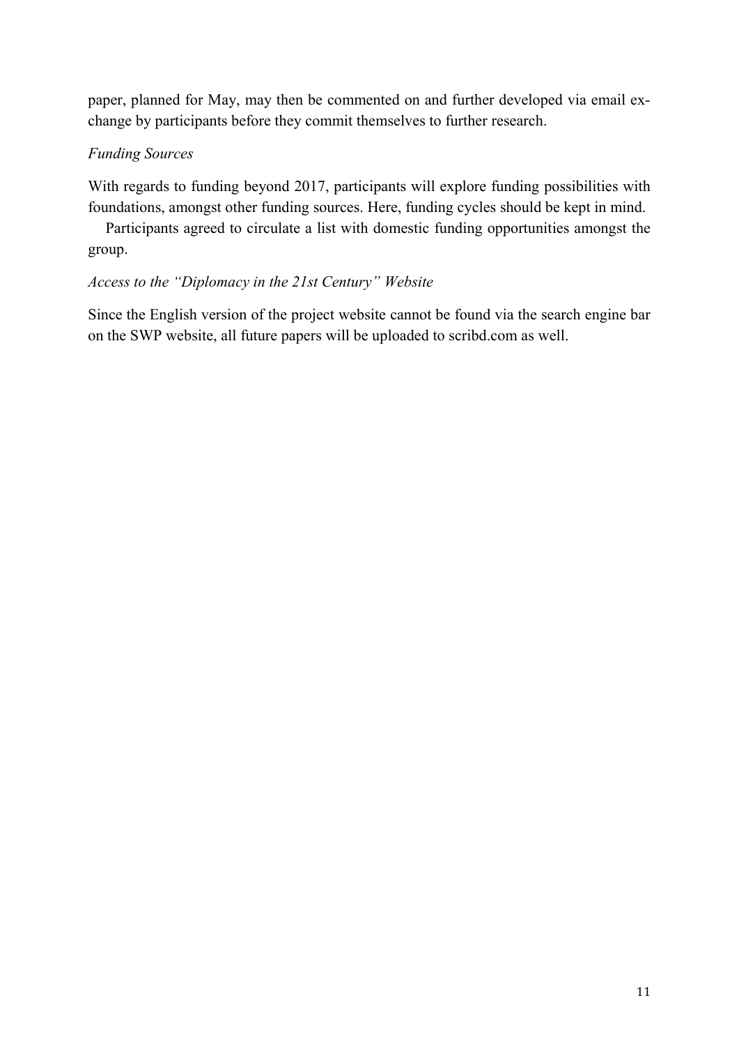paper, planned for May, may then be commented on and further developed via email exchange by participants before they commit themselves to further research.

*Funding Sources*

With regards to funding beyond 2017, participants will explore funding possibilities with foundations, amongst other funding sources. Here, funding cycles should be kept in mind.

Participants agreed to circulate a list with domestic funding opportunities amongst the group.

*Access to the "Diplomacy in the 21st Century" Website*

Since the English version of the project website cannot be found via the search engine bar on the SWP website, all future papers will be uploaded to scribd.com as well.